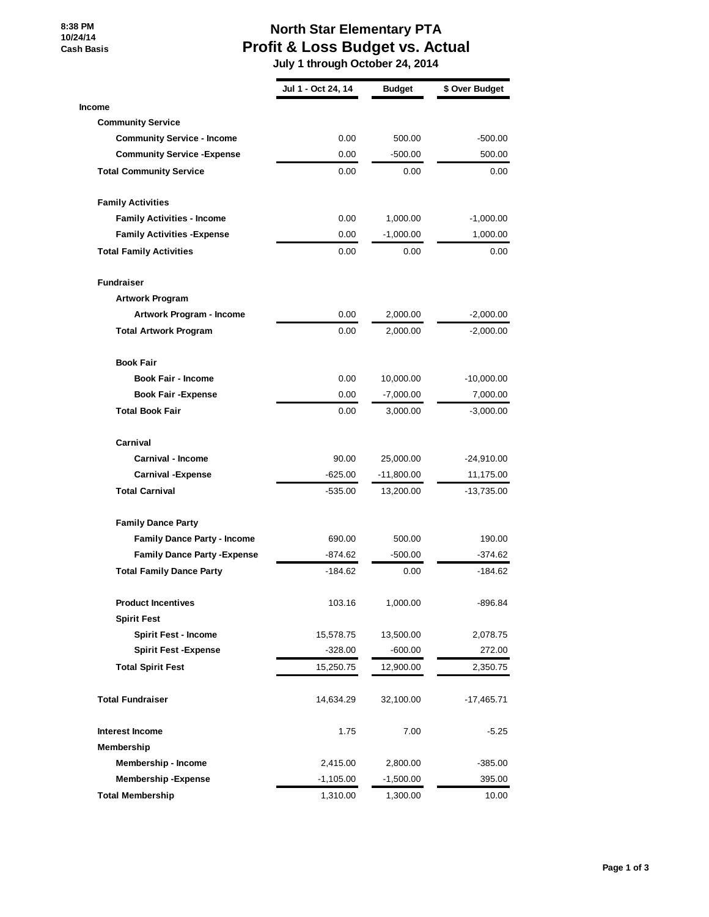8:38 PM
10/24/14
Cash Basis

# North Star Elementary PTA
## Profit & Loss Budget vs. Actual
### July 1 through October 24, 2014

| | Jul 1 - Oct 24, 14 | Budget | $ Over Budget |
|---|---|---|---|
| **Income** | | | |
| **Community Service** | | | |
| **Community Service - Income** | 0.00 | 500.00 | -500.00 |
| **Community Service -Expense** | 0.00 | -500.00 | 500.00 |
| **Total Community Service** | 0.00 | 0.00 | 0.00 |
| **Family Activities** | | | |
| **Family Activities - Income** | 0.00 | 1,000.00 | -1,000.00 |
| **Family Activities -Expense** | 0.00 | -1,000.00 | 1,000.00 |
| **Total Family Activities** | 0.00 | 0.00 | 0.00 |
| **Fundraiser** | | | |
| **Artwork Program** | | | |
| **Artwork Program - Income** | 0.00 | 2,000.00 | -2,000.00 |
| **Total Artwork Program** | 0.00 | 2,000.00 | -2,000.00 |
| **Book Fair** | | | |
| **Book Fair - Income** | 0.00 | 10,000.00 | -10,000.00 |
| **Book Fair -Expense** | 0.00 | -7,000.00 | 7,000.00 |
| **Total Book Fair** | 0.00 | 3,000.00 | -3,000.00 |
| **Carnival** | | | |
| **Carnival - Income** | 90.00 | 25,000.00 | -24,910.00 |
| **Carnival -Expense** | -625.00 | -11,800.00 | 11,175.00 |
| **Total Carnival** | -535.00 | 13,200.00 | -13,735.00 |
| **Family Dance Party** | | | |
| **Family Dance Party - Income** | 690.00 | 500.00 | 190.00 |
| **Family Dance Party -Expense** | -874.62 | -500.00 | -374.62 |
| **Total Family Dance Party** | -184.62 | 0.00 | -184.62 |
| **Product Incentives** | 103.16 | 1,000.00 | -896.84 |
| **Spirit Fest** | | | |
| **Spirit Fest - Income** | 15,578.75 | 13,500.00 | 2,078.75 |
| **Spirit Fest -Expense** | -328.00 | -600.00 | 272.00 |
| **Total Spirit Fest** | 15,250.75 | 12,900.00 | 2,350.75 |
| **Total Fundraiser** | 14,634.29 | 32,100.00 | -17,465.71 |
| **Interest Income** | 1.75 | 7.00 | -5.25 |
| **Membership** | | | |
| **Membership - Income** | 2,415.00 | 2,800.00 | -385.00 |
| **Membership -Expense** | -1,105.00 | -1,500.00 | 395.00 |
| **Total Membership** | 1,310.00 | 1,300.00 | 10.00 |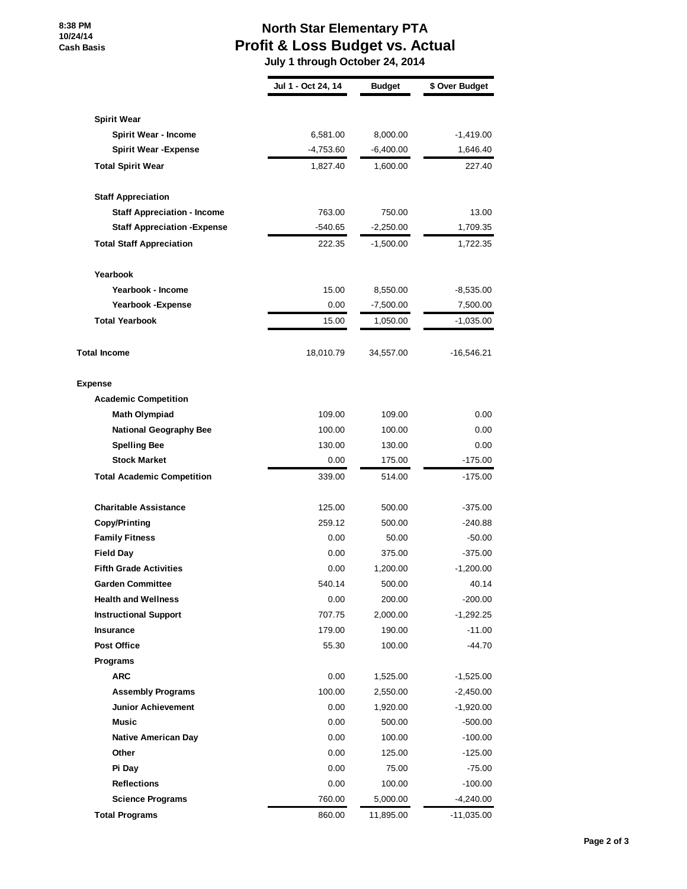8:38 PM
10/24/14
Cash Basis

# North Star Elementary PTA
## Profit & Loss Budget vs. Actual
### July 1 through October 24, 2014

| | Jul 1 - Oct 24, 14 | Budget | $ Over Budget |
|---|---|---|---|
| **Spirit Wear** | | | |
| **Spirit Wear - Income** | 6,581.00 | 8,000.00 | -1,419.00 |
| **Spirit Wear -Expense** | -4,753.60 | -6,400.00 | 1,646.40 |
| **Total Spirit Wear** | 1,827.40 | 1,600.00 | 227.40 |
| **Staff Appreciation** | | | |
| **Staff Appreciation - Income** | 763.00 | 750.00 | 13.00 |
| **Staff Appreciation -Expense** | -540.65 | -2,250.00 | 1,709.35 |
| **Total Staff Appreciation** | 222.35 | -1,500.00 | 1,722.35 |
| **Yearbook** | | | |
| **Yearbook - Income** | 15.00 | 8,550.00 | -8,535.00 |
| **Yearbook -Expense** | 0.00 | -7,500.00 | 7,500.00 |
| **Total Yearbook** | 15.00 | 1,050.00 | -1,035.00 |
| **Total Income** | 18,010.79 | 34,557.00 | -16,546.21 |
| **Expense** | | | |
| **Academic Competition** | | | |
| **Math Olympiad** | 109.00 | 109.00 | 0.00 |
| **National Geography Bee** | 100.00 | 100.00 | 0.00 |
| **Spelling Bee** | 130.00 | 130.00 | 0.00 |
| **Stock Market** | 0.00 | 175.00 | -175.00 |
| **Total Academic Competition** | 339.00 | 514.00 | -175.00 |
| **Charitable Assistance** | 125.00 | 500.00 | -375.00 |
| **Copy/Printing** | 259.12 | 500.00 | -240.88 |
| **Family Fitness** | 0.00 | 50.00 | -50.00 |
| **Field Day** | 0.00 | 375.00 | -375.00 |
| **Fifth Grade Activities** | 0.00 | 1,200.00 | -1,200.00 |
| **Garden Committee** | 540.14 | 500.00 | 40.14 |
| **Health and Wellness** | 0.00 | 200.00 | -200.00 |
| **Instructional Support** | 707.75 | 2,000.00 | -1,292.25 |
| **Insurance** | 179.00 | 190.00 | -11.00 |
| **Post Office** | 55.30 | 100.00 | -44.70 |
| **Programs** | | | |
| **ARC** | 0.00 | 1,525.00 | -1,525.00 |
| **Assembly Programs** | 100.00 | 2,550.00 | -2,450.00 |
| **Junior Achievement** | 0.00 | 1,920.00 | -1,920.00 |
| **Music** | 0.00 | 500.00 | -500.00 |
| **Native American Day** | 0.00 | 100.00 | -100.00 |
| **Other** | 0.00 | 125.00 | -125.00 |
| **Pi Day** | 0.00 | 75.00 | -75.00 |
| **Reflections** | 0.00 | 100.00 | -100.00 |
| **Science Programs** | 760.00 | 5,000.00 | -4,240.00 |
| **Total Programs** | 860.00 | 11,895.00 | -11,035.00 |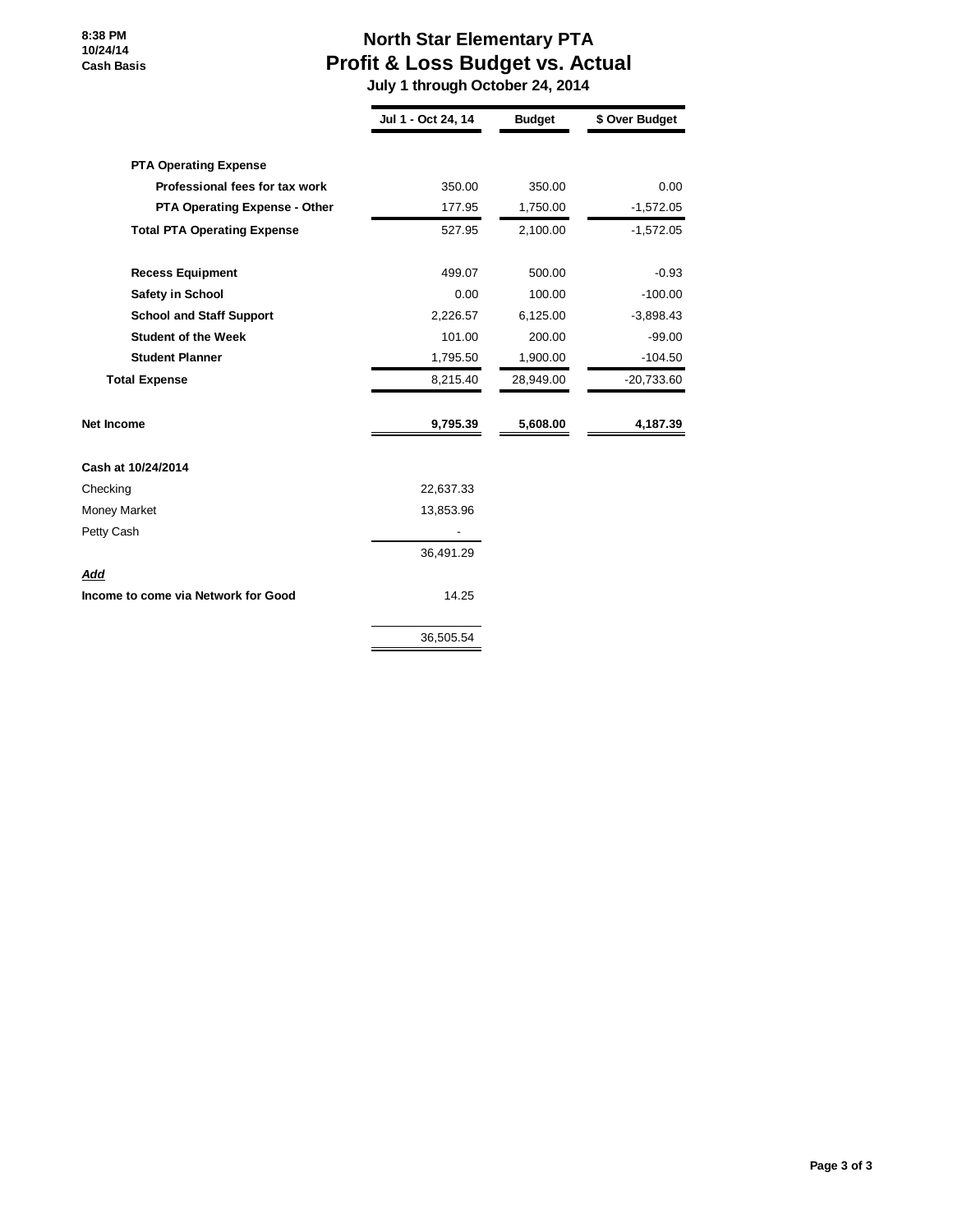8:38 PM
10/24/14
Cash Basis

# North Star Elementary PTA
## Profit & Loss Budget vs. Actual
### July 1 through October 24, 2014

| | Jul 1 - Oct 24, 14 | Budget | $ Over Budget |
|---|---|---|---|
| **PTA Operating Expense** | | | |
| **Professional fees for tax work** | 350.00 | 350.00 | 0.00 |
| **PTA Operating Expense - Other** | 177.95 | 1,750.00 | -1,572.05 |
| **Total PTA Operating Expense** | 527.95 | 2,100.00 | -1,572.05 |
| **Recess Equipment** | 499.07 | 500.00 | -0.93 |
| **Safety in School** | 0.00 | 100.00 | -100.00 |
| **School and Staff Support** | 2,226.57 | 6,125.00 | -3,898.43 |
| **Student of the Week** | 101.00 | 200.00 | -99.00 |
| **Student Planner** | 1,795.50 | 1,900.00 | -104.50 |
| **Total Expense** | 8,215.40 | 28,949.00 | -20,733.60 |
| **Net Income** | **9,795.39** | **5,608.00** | **4,187.39** |

| | |
|---|---|
| **Cash at 10/24/2014** | |
| Checking | 22,637.33 |
| Money Market | 13,853.96 |
| Petty Cash | - |
| | 36,491.29 |
| ***Add*** | |
| **Income to come via Network for Good** | 14.25 |
| | 36,505.54 |